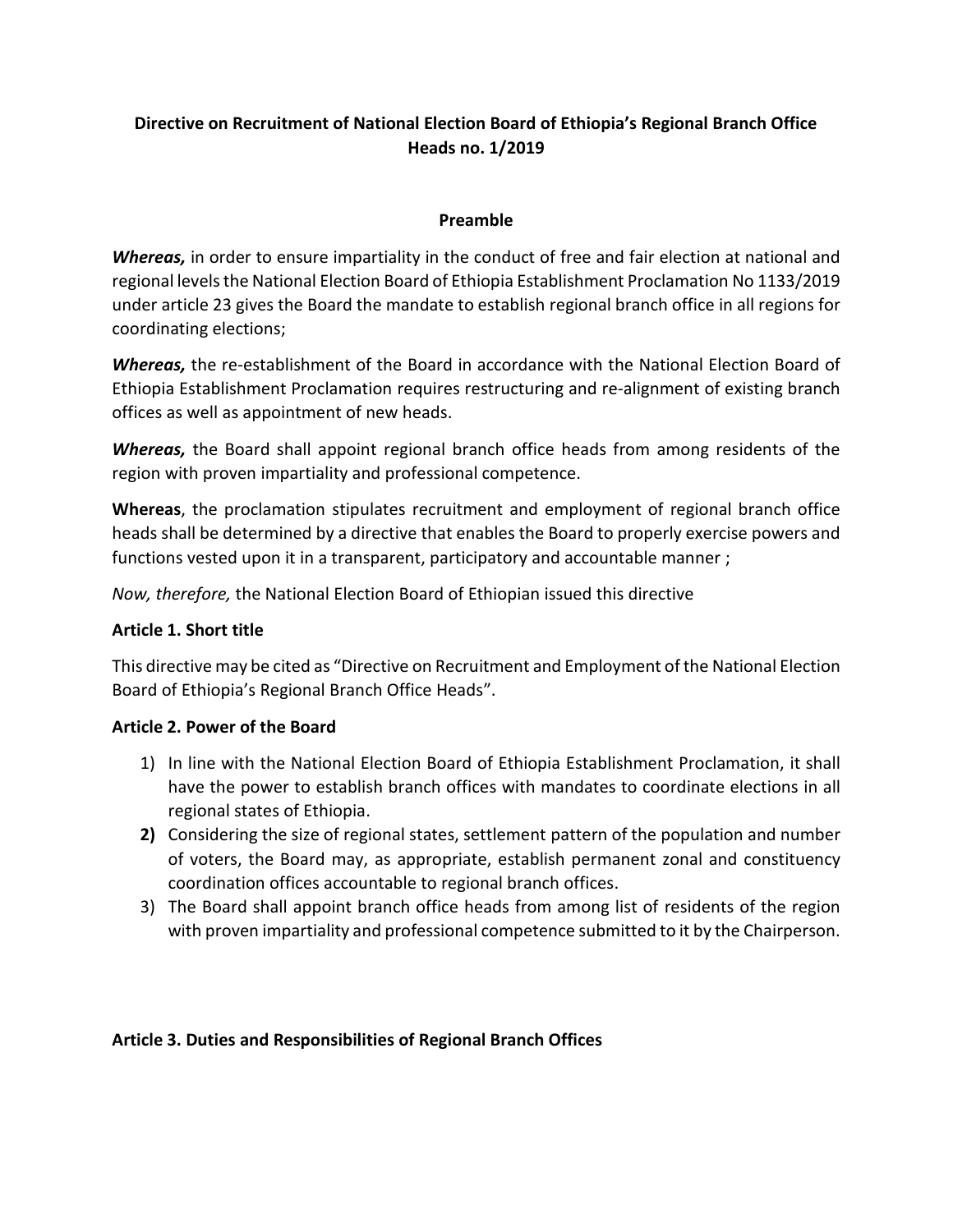# Directive on Recruitment of National Election Board of Ethiopia's Regional Branch Office Heads no. 1/2019

## Preamble

***Whereas,*** in order to ensure impartiality in the conduct of free and fair election at national and regional levels the National Election Board of Ethiopia Establishment Proclamation No 1133/2019 under article 23 gives the Board the mandate to establish regional branch office in all regions for coordinating elections;

***Whereas,*** the re-establishment of the Board in accordance with the National Election Board of Ethiopia Establishment Proclamation requires restructuring and re-alignment of existing branch offices as well as appointment of new heads.

***Whereas,*** the Board shall appoint regional branch office heads from among residents of the region with proven impartiality and professional competence.

**Whereas**, the proclamation stipulates recruitment and employment of regional branch office heads shall be determined by a directive that enables the Board to properly exercise powers and functions vested upon it in a transparent, participatory and accountable manner ;

*Now, therefore,* the National Election Board of Ethiopian issued this directive

### Article 1. Short title

This directive may be cited as "Directive on Recruitment and Employment of the National Election Board of Ethiopia's Regional Branch Office Heads".

### Article 2. Power of the Board

1) In line with the National Election Board of Ethiopia Establishment Proclamation, it shall have the power to establish branch offices with mandates to coordinate elections in all regional states of Ethiopia.
2) Considering the size of regional states, settlement pattern of the population and number of voters, the Board may, as appropriate, establish permanent zonal and constituency coordination offices accountable to regional branch offices.
3) The Board shall appoint branch office heads from among list of residents of the region with proven impartiality and professional competence submitted to it by the Chairperson.

### Article 3. Duties and Responsibilities of Regional Branch Offices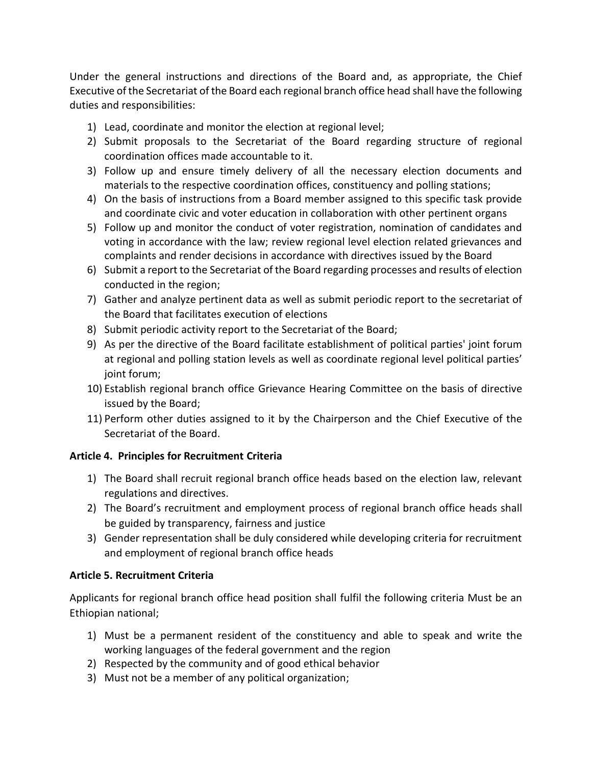Under the general instructions and directions of the Board and, as appropriate, the Chief Executive of the Secretariat of the Board each regional branch office head shall have the following duties and responsibilities:

1) Lead, coordinate and monitor the election at regional level;
2) Submit proposals to the Secretariat of the Board regarding structure of regional coordination offices made accountable to it.
3) Follow up and ensure timely delivery of all the necessary election documents and materials to the respective coordination offices, constituency and polling stations;
4) On the basis of instructions from a Board member assigned to this specific task provide and coordinate civic and voter education in collaboration with other pertinent organs
5) Follow up and monitor the conduct of voter registration, nomination of candidates and voting in accordance with the law; review regional level election related grievances and complaints and render decisions in accordance with directives issued by the Board
6) Submit a report to the Secretariat of the Board regarding processes and results of election conducted in the region;
7) Gather and analyze pertinent data as well as submit periodic report to the secretariat of the Board that facilitates execution of elections
8) Submit periodic activity report to the Secretariat of the Board;
9) As per the directive of the Board facilitate establishment of political parties' joint forum at regional and polling station levels as well as coordinate regional level political parties' joint forum;
10) Establish regional branch office Grievance Hearing Committee on the basis of directive issued by the Board;
11) Perform other duties assigned to it by the Chairperson and the Chief Executive of the Secretariat of the Board.

**Article 4. Principles for Recruitment Criteria**

1) The Board shall recruit regional branch office heads based on the election law, relevant regulations and directives.
2) The Board's recruitment and employment process of regional branch office heads shall be guided by transparency, fairness and justice
3) Gender representation shall be duly considered while developing criteria for recruitment and employment of regional branch office heads

**Article 5. Recruitment Criteria**

Applicants for regional branch office head position shall fulfil the following criteria Must be an Ethiopian national;

1) Must be a permanent resident of the constituency and able to speak and write the working languages of the federal government and the region
2) Respected by the community and of good ethical behavior
3) Must not be a member of any political organization;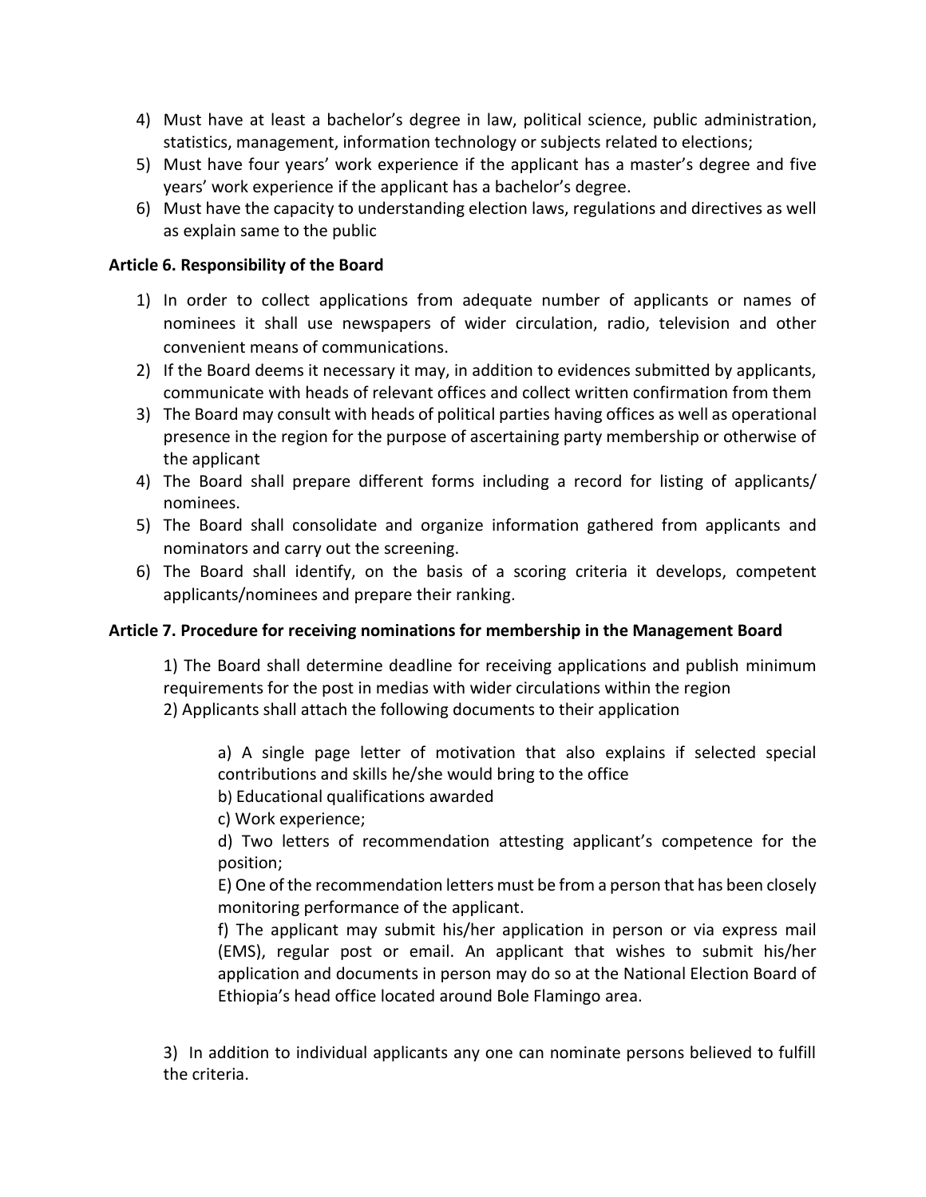4) Must have at least a bachelor's degree in law, political science, public administration, statistics, management, information technology or subjects related to elections;
5) Must have four years' work experience if the applicant has a master's degree and five years' work experience if the applicant has a bachelor's degree.
6) Must have the capacity to understanding election laws, regulations and directives as well as explain same to the public

**Article 6. Responsibility of the Board**

1) In order to collect applications from adequate number of applicants or names of nominees it shall use newspapers of wider circulation, radio, television and other convenient means of communications.
2) If the Board deems it necessary it may, in addition to evidences submitted by applicants, communicate with heads of relevant offices and collect written confirmation from them
3) The Board may consult with heads of political parties having offices as well as operational presence in the region for the purpose of ascertaining party membership or otherwise of the applicant
4) The Board shall prepare different forms including a record for listing of applicants/ nominees.
5) The Board shall consolidate and organize information gathered from applicants and nominators and carry out the screening.
6) The Board shall identify, on the basis of a scoring criteria it develops, competent applicants/nominees and prepare their ranking.

**Article 7. Procedure for receiving nominations for membership in the Management Board**

1) The Board shall determine deadline for receiving applications and publish minimum requirements for the post in medias with wider circulations within the region

2) Applicants shall attach the following documents to their application

a) A single page letter of motivation that also explains if selected special contributions and skills he/she would bring to the office

b) Educational qualifications awarded

c) Work experience;

d) Two letters of recommendation attesting applicant's competence for the position;

E) One of the recommendation letters must be from a person that has been closely monitoring performance of the applicant.

f) The applicant may submit his/her application in person or via express mail (EMS), regular post or email. An applicant that wishes to submit his/her application and documents in person may do so at the National Election Board of Ethiopia's head office located around Bole Flamingo area.

3) In addition to individual applicants any one can nominate persons believed to fulfill the criteria.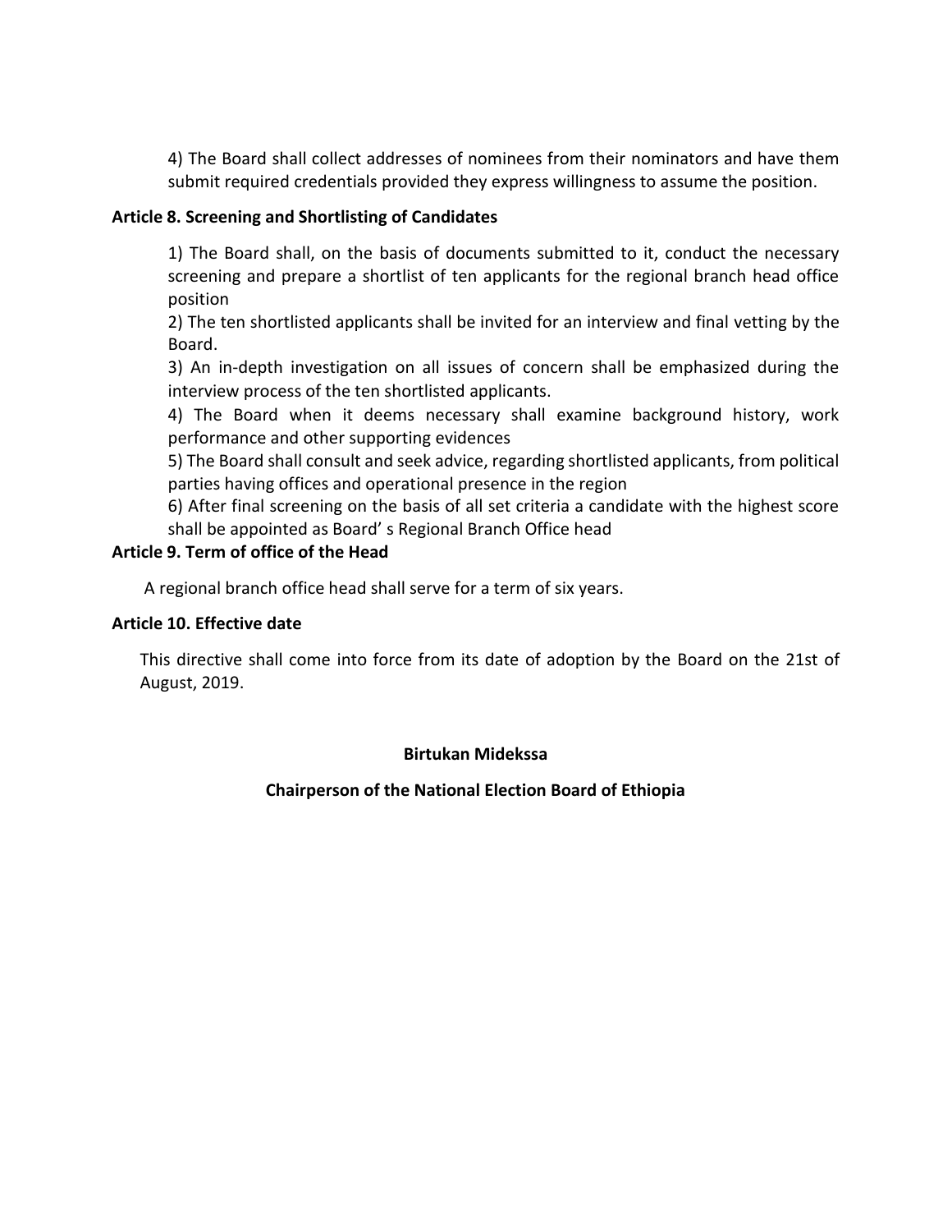4) The Board shall collect addresses of nominees from their nominators and have them submit required credentials provided they express willingness to assume the position.

**Article 8. Screening and Shortlisting of Candidates**

1) The Board shall, on the basis of documents submitted to it, conduct the necessary screening and prepare a shortlist of ten applicants for the regional branch head office position

2) The ten shortlisted applicants shall be invited for an interview and final vetting by the Board.

3) An in-depth investigation on all issues of concern shall be emphasized during the interview process of the ten shortlisted applicants.

4) The Board when it deems necessary shall examine background history, work performance and other supporting evidences

5) The Board shall consult and seek advice, regarding shortlisted applicants, from political parties having offices and operational presence in the region

6) After final screening on the basis of all set criteria a candidate with the highest score shall be appointed as Board' s Regional Branch Office head

**Article 9. Term of office of the Head**

A regional branch office head shall serve for a term of six years.

**Article 10. Effective date**

This directive shall come into force from its date of adoption by the Board on the 21st of August, 2019.

**Birtukan Midekssa**

**Chairperson of the National Election Board of Ethiopia**